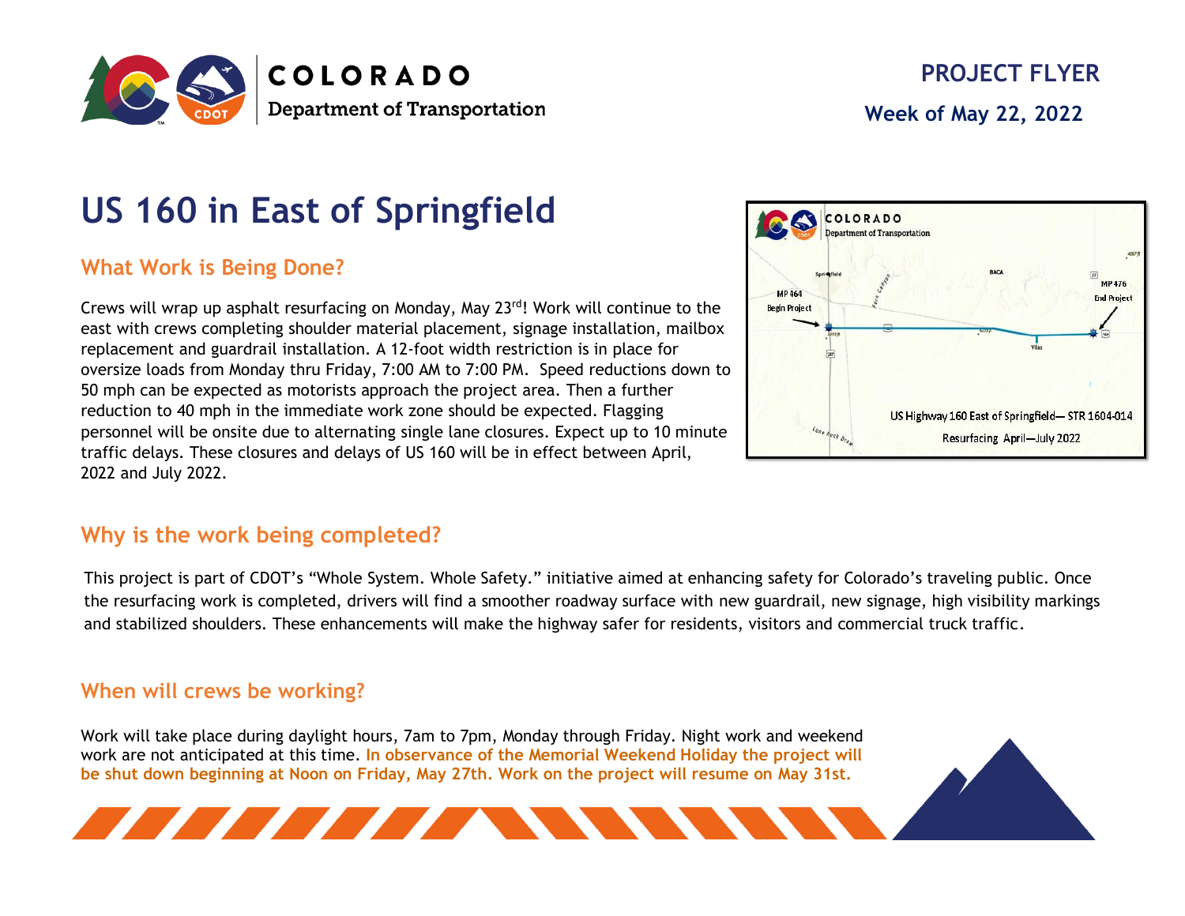COLORADO
Department of Transportation

**PROJECT FLYER**

**Week of May 22, 2022**

# US 160 in East of Springfield

## What Work is Being Done?

Crews will wrap up asphalt resurfacing on Monday, May 23rd! Work will continue to the east with crews completing shoulder material placement, signage installation, mailbox replacement and guardrail installation. A 12-foot width restriction is in place for oversize loads from Monday thru Friday, 7:00 AM to 7:00 PM. Speed reductions down to 50 mph can be expected as motorists approach the project area. Then a further reduction to 40 mph in the immediate work zone should be expected. Flagging personnel will be onsite due to alternating single lane closures. Expect up to 10 minute traffic delays. These closures and delays of US 160 will be in effect between April, 2022 and July 2022.

## Why is the work being completed?

This project is part of CDOT's "Whole System. Whole Safety." initiative aimed at enhancing safety for Colorado's traveling public. Once the resurfacing work is completed, drivers will find a smoother roadway surface with new guardrail, new signage, high visibility markings and stabilized shoulders. These enhancements will make the highway safer for residents, visitors and commercial truck traffic.

## When will crews be working?

Work will take place during daylight hours, 7am to 7pm, Monday through Friday. Night work and weekend work are not anticipated at this time. **In observance of the Memorial Weekend Holiday the project will be shut down beginning at Noon on Friday, May 27th. Work on the project will resume on May 31st.**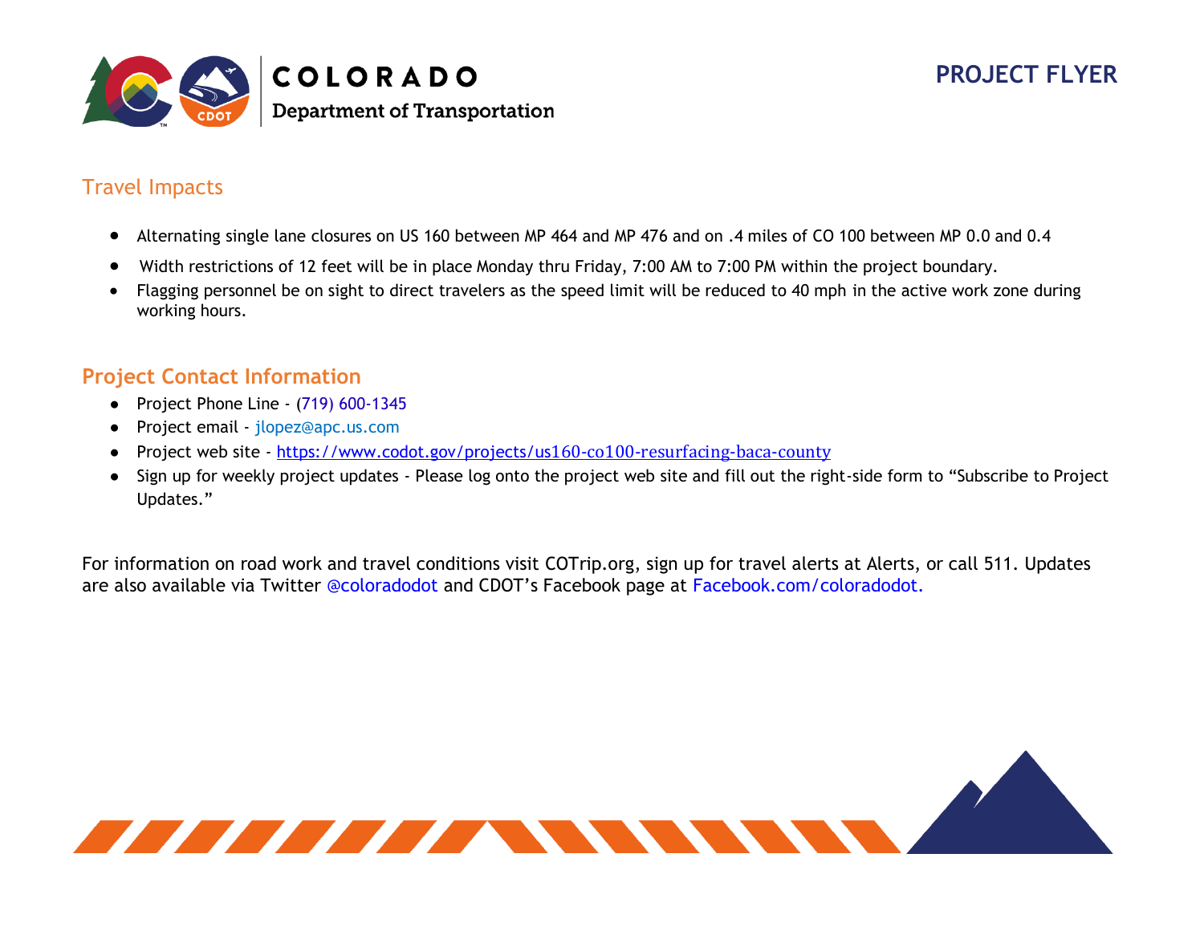COLORADO
Department of Transportation

PROJECT FLYER

## Travel Impacts

- Alternating single lane closures on US 160 between MP 464 and MP 476 and on .4 miles of CO 100 between MP 0.0 and 0.4
- Width restrictions of 12 feet will be in place Monday thru Friday, 7:00 AM to 7:00 PM within the project boundary.
- Flagging personnel be on sight to direct travelers as the speed limit will be reduced to 40 mph in the active work zone during working hours.

## Project Contact Information

- Project Phone Line - (719) 600-1345
- Project email - jlopez@apc.us.com
- Project web site - https://www.codot.gov/projects/us160-co100-resurfacing-baca-county
- Sign up for weekly project updates - Please log onto the project web site and fill out the right-side form to “Subscribe to Project Updates.”

For information on road work and travel conditions visit COTrip.org, sign up for travel alerts at Alerts, or call 511. Updates are also available via Twitter @coloradodot and CDOT’s Facebook page at Facebook.com/coloradodot.